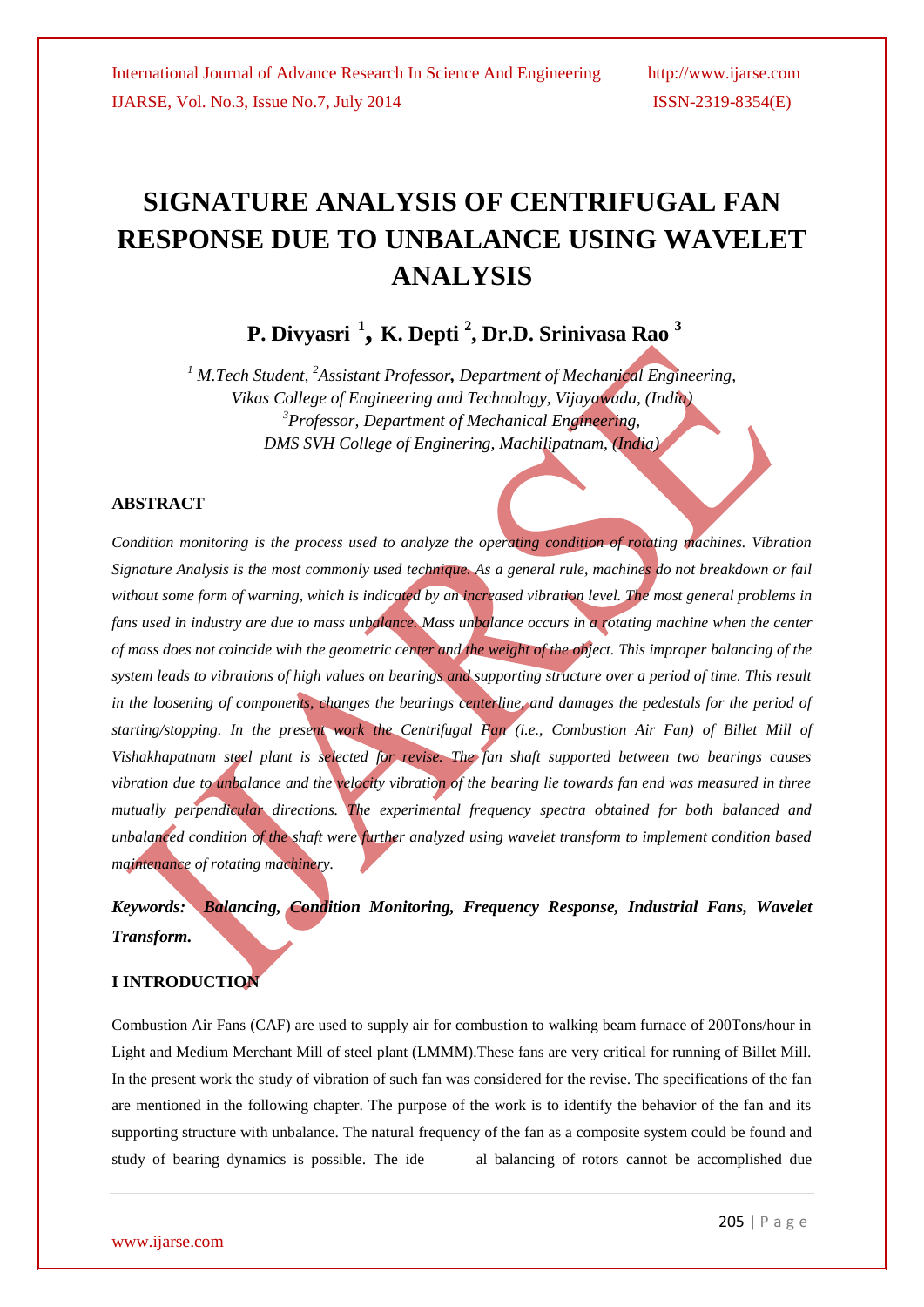# SIGNATURE ANALYSIS OF CENTRIFUGAL FAN RESPONSE DUE TO UNBALANCE USING WAVELET ANALYSIS

**P. Divyasri [1], K. Depti [2], Dr.D. Srinivasa Rao [3]**

*[1] M.Tech Student, [2]Assistant Professor, Department of Mechanical Engineering, Vikas College of Engineering and Technology, Vijayawada, (India)*
*[3]Professor, Department of Mechanical Engineering, DMS SVH College of Enginering, Machilipatnam, (India)*

## ABSTRACT

*Condition monitoring is the process used to analyze the operating condition of rotating machines. Vibration Signature Analysis is the most commonly used technique. As a general rule, machines do not breakdown or fail without some form of warning, which is indicated by an increased vibration level. The most general problems in fans used in industry are due to mass unbalance. Mass unbalance occurs in a rotating machine when the center of mass does not coincide with the geometric center and the weight of the object. This improper balancing of the system leads to vibrations of high values on bearings and supporting structure over a period of time. This result in the loosening of components, changes the bearings centerline, and damages the pedestals for the period of starting/stopping. In the present work the Centrifugal Fan (i.e., Combustion Air Fan) of Billet Mill of Vishakhapatnam steel plant is selected for revise. The fan shaft supported between two bearings causes vibration due to unbalance and the velocity vibration of the bearing lie towards fan end was measured in three mutually perpendicular directions. The experimental frequency spectra obtained for both balanced and unbalanced condition of the shaft were further analyzed using wavelet transform to implement condition based maintenance of rotating machinery.*

***Keywords:* *Balancing, Condition Monitoring, Frequency Response, Industrial Fans, Wavelet Transform.***

## I INTRODUCTION

Combustion Air Fans (CAF) are used to supply air for combustion to walking beam furnace of 200Tons/hour in Light and Medium Merchant Mill of steel plant (LMMM).These fans are very critical for running of Billet Mill. In the present work the study of vibration of such fan was considered for the revise. The specifications of the fan are mentioned in the following chapter. The purpose of the work is to identify the behavior of the fan and its supporting structure with unbalance. The natural frequency of the fan as a composite system could be found and study of bearing dynamics is possible. The ide al balancing of rotors cannot be accomplished due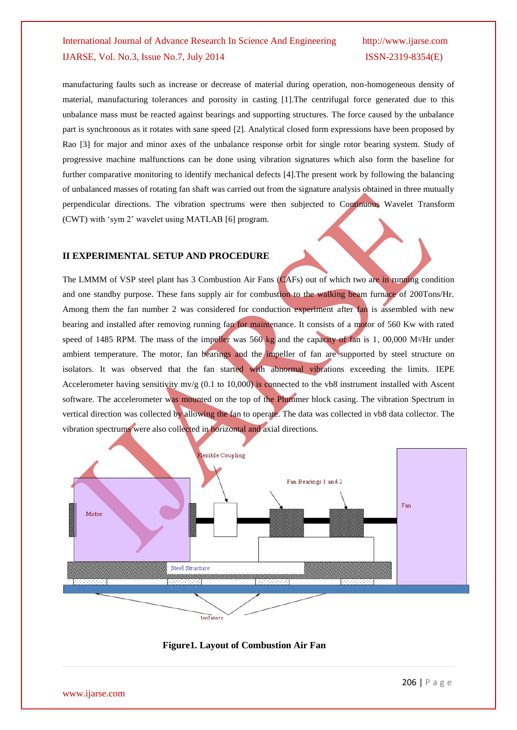manufacturing faults such as increase or decrease of material during operation, non-homogeneous density of material, manufacturing tolerances and porosity in casting [1].The centrifugal force generated due to this unbalance mass must be reacted against bearings and supporting structures. The force caused by the unbalance part is synchronous as it rotates with sane speed [2]. Analytical closed form expressions have been proposed by Rao [3] for major and minor axes of the unbalance response orbit for single rotor bearing system. Study of progressive machine malfunctions can be done using vibration signatures which also form the baseline for further comparative monitoring to identify mechanical defects [4].The present work by following the balancing of unbalanced masses of rotating fan shaft was carried out from the signature analysis obtained in three mutually perpendicular directions. The vibration spectrums were then subjected to Continuous Wavelet Transform (CWT) with 'sym 2' wavelet using MATLAB [6] program.

## II EXPERIMENTAL SETUP AND PROCEDURE

The LMMM of VSP steel plant has 3 Combustion Air Fans (CAFs) out of which two are in running condition and one standby purpose. These fans supply air for combustion to the walking beam furnace of 200Tons/Hr. Among them the fan number 2 was considered for conduction experiment after fan is assembled with new bearing and installed after removing running fan for maintenance. It consists of a motor of 560 Kw with rated speed of 1485 RPM. The mass of the impeller was 560 kg and the capacity of fan is 1, 00,000 $M^3$/Hr under ambient temperature. The motor, fan bearings and the impeller of fan are supported by steel structure on isolators. It was observed that the fan started with abnormal vibrations exceeding the limits. IEPE Accelerometer having sensitivity mv/g (0.1 to 10,000) is connected to the vb8 instrument installed with Ascent software. The accelerometer was mounted on the top of the Plummer block casing. The vibration Spectrum in vertical direction was collected by allowing the fan to operate. The data was collected in vb8 data collector. The vibration spectrums were also collected in horizontal and axial directions.

Flexible Coupling

Fan Bearings 1 and 2

Motor

Fan

Steel Structure

Isolators

**Figure1. Layout of Combustion Air Fan**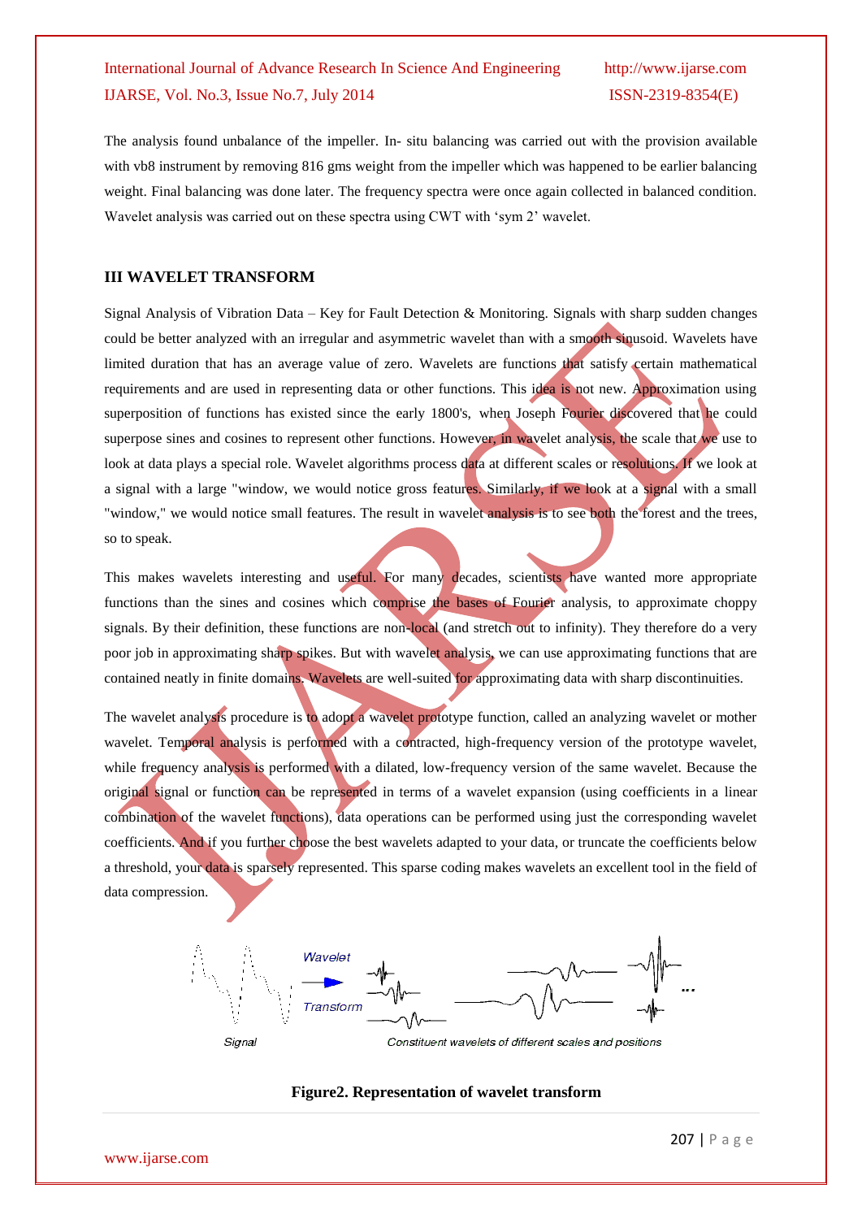The analysis found unbalance of the impeller. In- situ balancing was carried out with the provision available with vb8 instrument by removing 816 gms weight from the impeller which was happened to be earlier balancing weight. Final balancing was done later. The frequency spectra were once again collected in balanced condition. Wavelet analysis was carried out on these spectra using CWT with 'sym 2' wavelet.

## III WAVELET TRANSFORM

Signal Analysis of Vibration Data – Key for Fault Detection & Monitoring. Signals with sharp sudden changes could be better analyzed with an irregular and asymmetric wavelet than with a smooth sinusoid. Wavelets have limited duration that has an average value of zero. Wavelets are functions that satisfy certain mathematical requirements and are used in representing data or other functions. This idea is not new. Approximation using superposition of functions has existed since the early 1800's, when Joseph Fourier discovered that he could superpose sines and cosines to represent other functions. However, in wavelet analysis, the scale that we use to look at data plays a special role. Wavelet algorithms process data at different scales or resolutions. If we look at a signal with a large "window, we would notice gross features. Similarly, if we look at a signal with a small "window," we would notice small features. The result in wavelet analysis is to see both the forest and the trees, so to speak.

This makes wavelets interesting and useful. For many decades, scientists have wanted more appropriate functions than the sines and cosines which comprise the bases of Fourier analysis, to approximate choppy signals. By their definition, these functions are non-local (and stretch out to infinity). They therefore do a very poor job in approximating sharp spikes. But with wavelet analysis, we can use approximating functions that are contained neatly in finite domains. Wavelets are well-suited for approximating data with sharp discontinuities.

The wavelet analysis procedure is to adopt a wavelet prototype function, called an analyzing wavelet or mother wavelet. Temporal analysis is performed with a contracted, high-frequency version of the prototype wavelet, while frequency analysis is performed with a dilated, low-frequency version of the same wavelet. Because the original signal or function can be represented in terms of a wavelet expansion (using coefficients in a linear combination of the wavelet functions), data operations can be performed using just the corresponding wavelet coefficients. And if you further choose the best wavelets adapted to your data, or truncate the coefficients below a threshold, your data is sparsely represented. This sparse coding makes wavelets an excellent tool in the field of data compression.

Signal — Wavelet Transform — Constituent wavelets of different scales and positions

**Figure2. Representation of wavelet transform**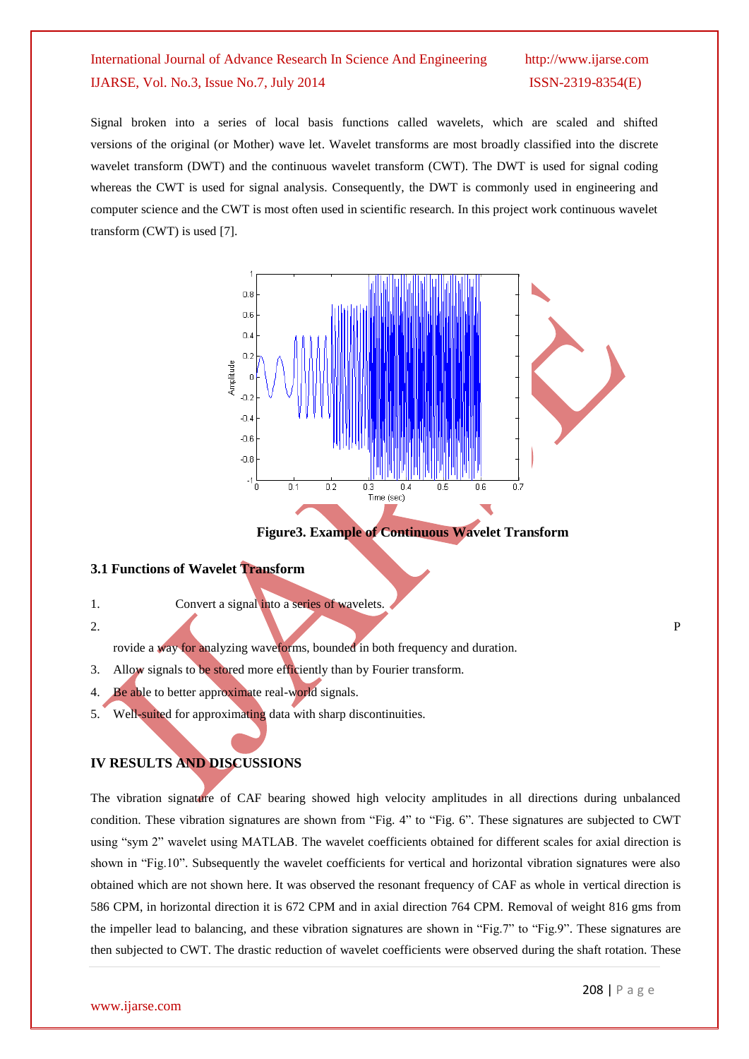Signal broken into a series of local basis functions called wavelets, which are scaled and shifted versions of the original (or Mother) wave let. Wavelet transforms are most broadly classified into the discrete wavelet transform (DWT) and the continuous wavelet transform (CWT). The DWT is used for signal coding whereas the CWT is used for signal analysis. Consequently, the DWT is commonly used in engineering and computer science and the CWT is most often used in scientific research. In this project work continuous wavelet transform (CWT) is used [7].

**Figure3. Example of Continuous Wavelet Transform**

### 3.1 Functions of Wavelet Transform

1. Convert a signal into a series of wavelets.
2. Provide a way for analyzing waveforms, bounded in both frequency and duration.
3. Allow signals to be stored more efficiently than by Fourier transform.
4. Be able to better approximate real-world signals.
5. Well-suited for approximating data with sharp discontinuities.

## IV RESULTS AND DISCUSSIONS

The vibration signature of CAF bearing showed high velocity amplitudes in all directions during unbalanced condition. These vibration signatures are shown from "Fig. 4" to "Fig. 6". These signatures are subjected to CWT using "sym 2" wavelet using MATLAB. The wavelet coefficients obtained for different scales for axial direction is shown in "Fig.10". Subsequently the wavelet coefficients for vertical and horizontal vibration signatures were also obtained which are not shown here. It was observed the resonant frequency of CAF as whole in vertical direction is 586 CPM, in horizontal direction it is 672 CPM and in axial direction 764 CPM. Removal of weight 816 gms from the impeller lead to balancing, and these vibration signatures are shown in "Fig.7" to "Fig.9". These signatures are then subjected to CWT. The drastic reduction of wavelet coefficients were observed during the shaft rotation. These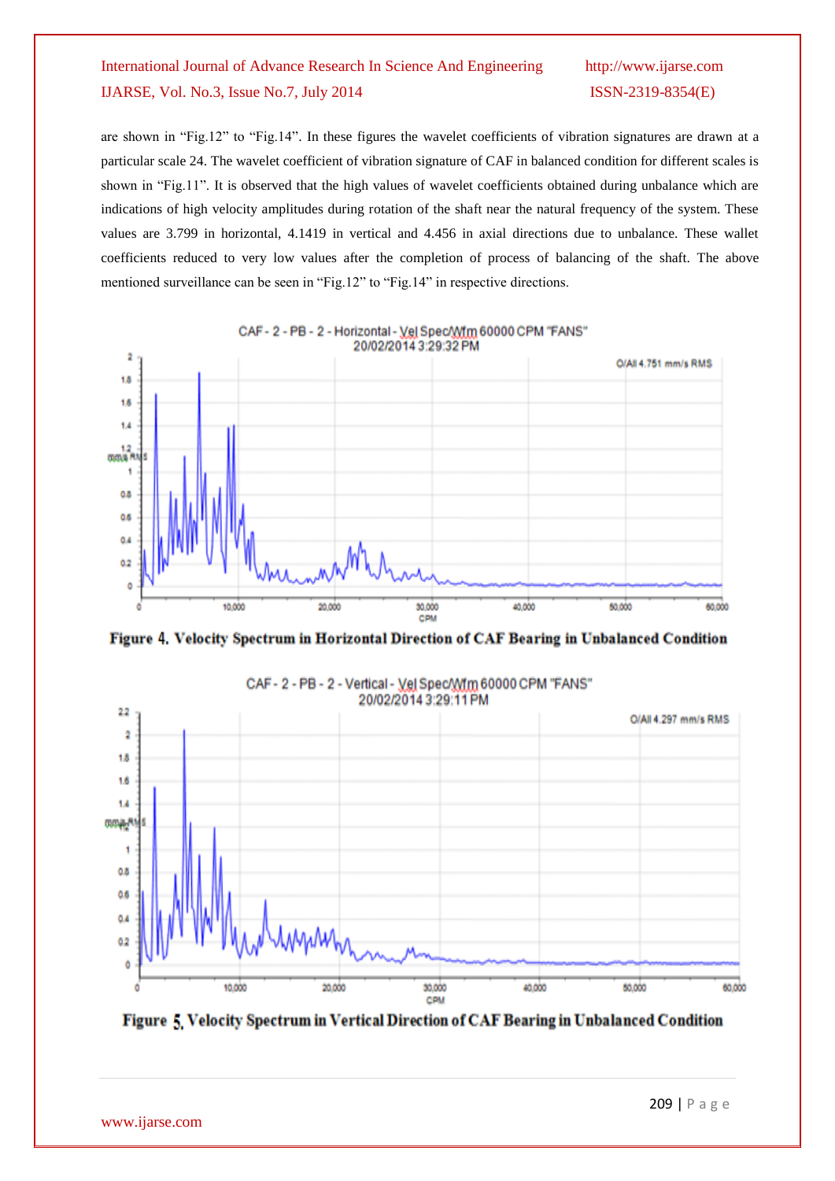are shown in "Fig.12" to "Fig.14". In these figures the wavelet coefficients of vibration signatures are drawn at a particular scale 24. The wavelet coefficient of vibration signature of CAF in balanced condition for different scales is shown in "Fig.11". It is observed that the high values of wavelet coefficients obtained during unbalance which are indications of high velocity amplitudes during rotation of the shaft near the natural frequency of the system. These values are 3.799 in horizontal, 4.1419 in vertical and 4.456 in axial directions due to unbalance. These wallet coefficients reduced to very low values after the completion of process of balancing of the shaft. The above mentioned surveillance can be seen in "Fig.12" to "Fig.14" in respective directions.

CAF - 2 - PB - 2 - Horizontal - Vel Spec/Wfm 60000 CPM "FANS"
20/02/2014 3:29:32 PM

O/All 4.751 mm/s RMS

**Figure 4. Velocity Spectrum in Horizontal Direction of CAF Bearing in Unbalanced Condition**

CAF - 2 - PB - 2 - Vertical - Vel Spec/Wfm 60000 CPM "FANS"
20/02/2014 3:29:11 PM

O/All 4.297 mm/s RMS

**Figure 5. Velocity Spectrum in Vertical Direction of CAF Bearing in Unbalanced Condition**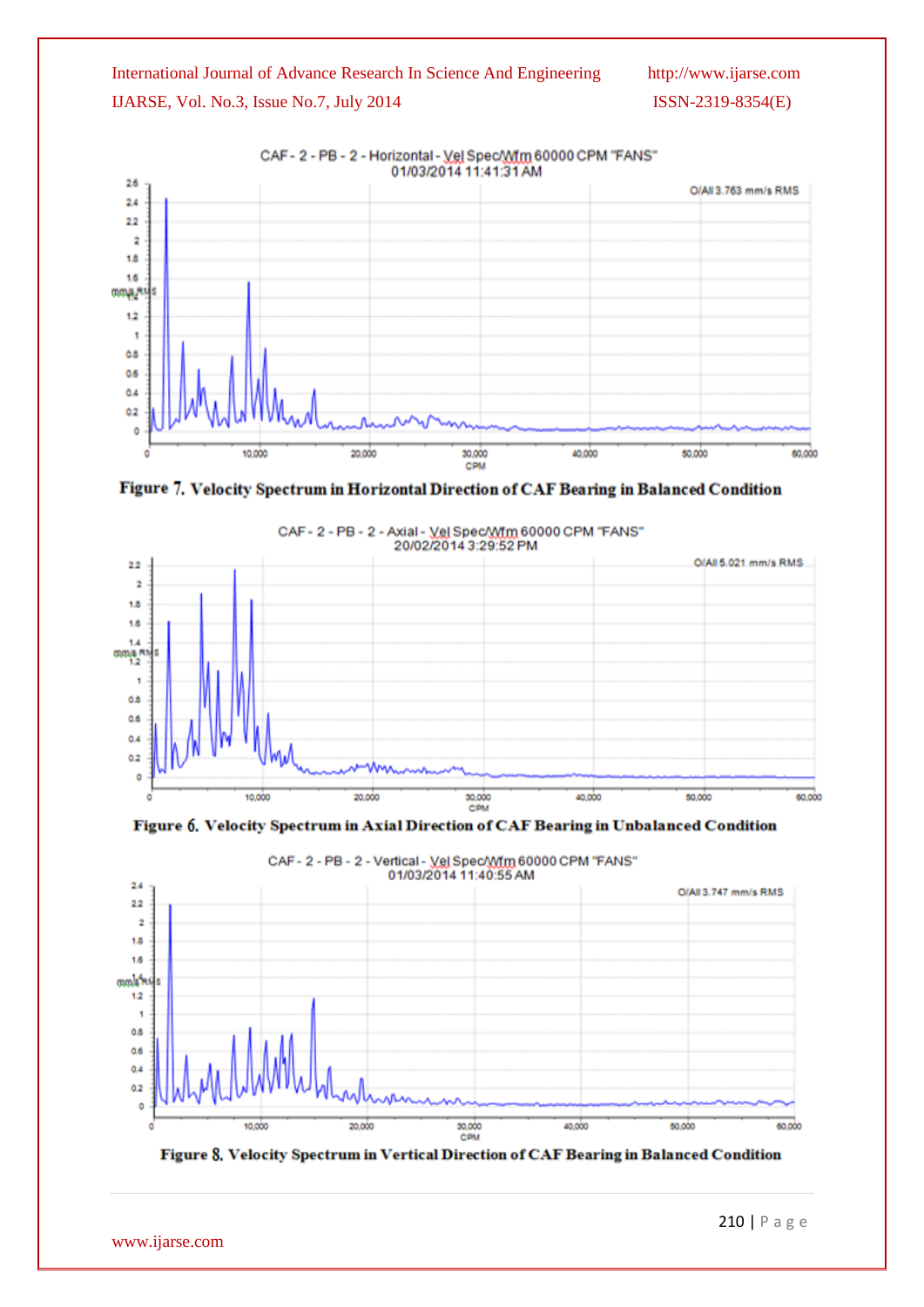CAF - 2 - PB - 2 - Horizontal - Vel Spec/Wfm 60000 CPM "FANS"
01/03/2014 11:41:31 AM

O/All 3.763 mm/s RMS

**Figure 7. Velocity Spectrum in Horizontal Direction of CAF Bearing in Balanced Condition**

CAF - 2 - PB - 2 - Axial - Vel Spec/Wfm 60000 CPM "FANS"
20/02/2014 3:29:52 PM

O/All 5.021 mm/s RMS

**Figure 6. Velocity Spectrum in Axial Direction of CAF Bearing in Unbalanced Condition**

CAF - 2 - PB - 2 - Vertical - Vel Spec/Wfm 60000 CPM "FANS"
01/03/2014 11:40:55 AM

O/All 3.747 mm/s RMS

**Figure 8. Velocity Spectrum in Vertical Direction of CAF Bearing in Balanced Condition**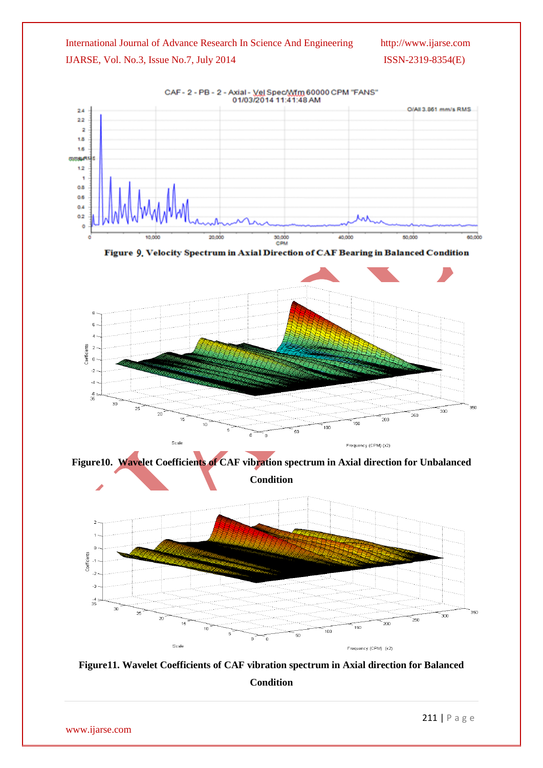**Figure 9. Velocity Spectrum in Axial Direction of CAF Bearing in Balanced Condition**

**Figure10. Wavelet Coefficients of CAF vibration spectrum in Axial direction for Unbalanced Condition**

**Figure11. Wavelet Coefficients of CAF vibration spectrum in Axial direction for Balanced Condition**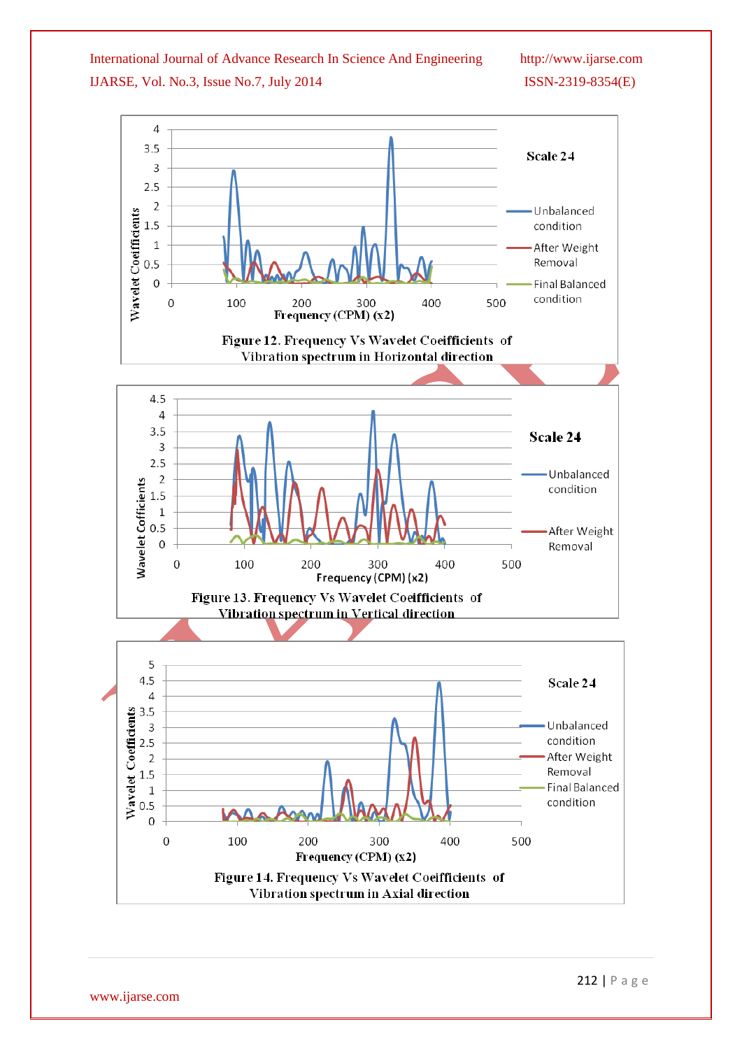Figure 12. Frequency Vs Wavelet Coeifficients of Vibration spectrum in Horizontal direction

Figure 13. Frequency Vs Wavelet Coeifficients of Vibration spectrum in Vertical direction

Figure 14. Frequency Vs Wavelet Coeifficients of Vibration spectrum in Axial direction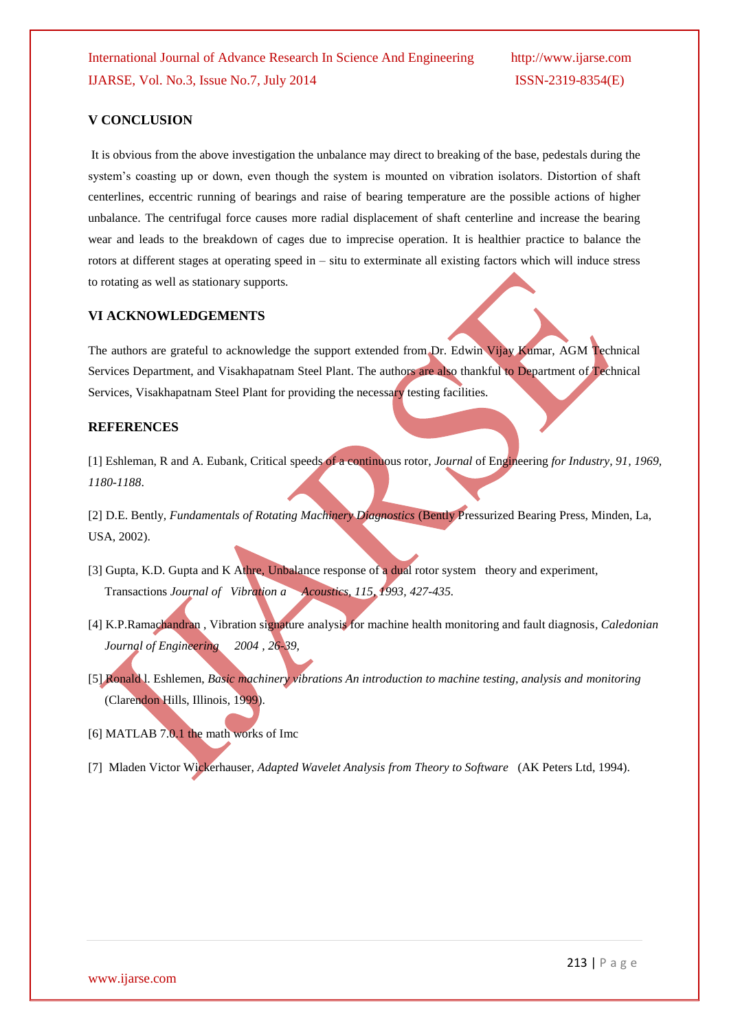## V CONCLUSION

It is obvious from the above investigation the unbalance may direct to breaking of the base, pedestals during the system's coasting up or down, even though the system is mounted on vibration isolators. Distortion of shaft centerlines, eccentric running of bearings and raise of bearing temperature are the possible actions of higher unbalance. The centrifugal force causes more radial displacement of shaft centerline and increase the bearing wear and leads to the breakdown of cages due to imprecise operation. It is healthier practice to balance the rotors at different stages at operating speed in – situ to exterminate all existing factors which will induce stress to rotating as well as stationary supports.

## VI ACKNOWLEDGEMENTS

The authors are grateful to acknowledge the support extended from Dr. Edwin Vijay Kumar, AGM Technical Services Department, and Visakhapatnam Steel Plant. The authors are also thankful to Department of Technical Services, Visakhapatnam Steel Plant for providing the necessary testing facilities.

## REFERENCES

[1] Eshleman, R and A. Eubank, Critical speeds of a continuous rotor, *Journal* of Engineering *for Industry, 91, 1969, 1180-1188*.

[2] D.E. Bently, *Fundamentals of Rotating Machinery Diagnostics* (Bently Pressurized Bearing Press, Minden, La, USA, 2002).

[3] Gupta, K.D. Gupta and K Athre, Unbalance response of a dual rotor system theory and experiment, Transactions *Journal of Vibration a Acoustics, 115, 1993, 427-435*.

[4] K.P.Ramachandran , Vibration signature analysis for machine health monitoring and fault diagnosis, *Caledonian Journal of Engineering 2004 , 26-39,*

[5] Ronald l. Eshlemen, *Basic machinery vibrations An introduction to machine testing, analysis and monitoring* (Clarendon Hills, Illinois, 1999).

[6] MATLAB 7.0.1 the math works of Imc

[7] Mladen Victor Wickerhauser, *Adapted Wavelet Analysis from Theory to Software* (AK Peters Ltd, 1994).